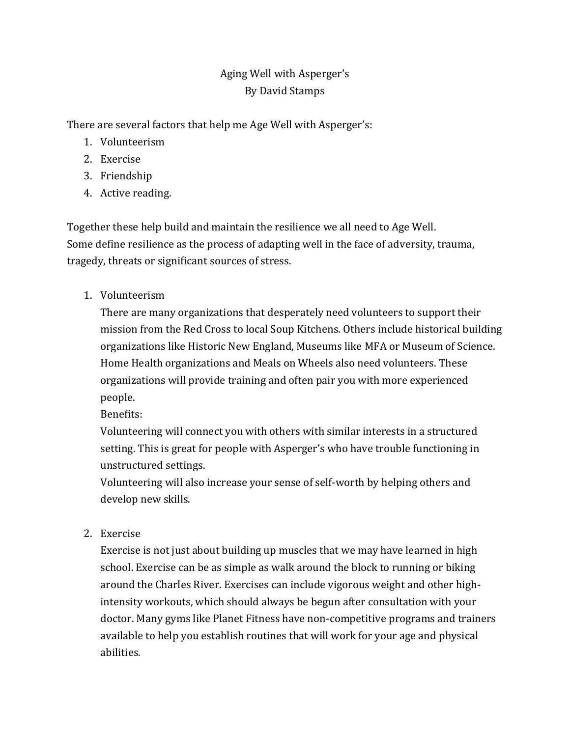# Aging Well with Asperger's

By David Stamps

There are several factors that help me Age Well with Asperger's:

1. Volunteerism
2. Exercise
3. Friendship
4. Active reading.

Together these help build and maintain the resilience we all need to Age Well.
Some define resilience as the process of adapting well in the face of adversity, trauma, tragedy, threats or significant sources of stress.

1. Volunteerism

   There are many organizations that desperately need volunteers to support their mission from the Red Cross to local Soup Kitchens. Others include historical building organizations like Historic New England, Museums like MFA or Museum of Science. Home Health organizations and Meals on Wheels also need volunteers. These organizations will provide training and often pair you with more experienced people.

   Benefits:

   Volunteering will connect you with others with similar interests in a structured setting. This is great for people with Asperger's who have trouble functioning in unstructured settings.

   Volunteering will also increase your sense of self-worth by helping others and develop new skills.

2. Exercise

   Exercise is not just about building up muscles that we may have learned in high school. Exercise can be as simple as walk around the block to running or biking around the Charles River. Exercises can include vigorous weight and other high-intensity workouts, which should always be begun after consultation with your doctor. Many gyms like Planet Fitness have non-competitive programs and trainers available to help you establish routines that will work for your age and physical abilities.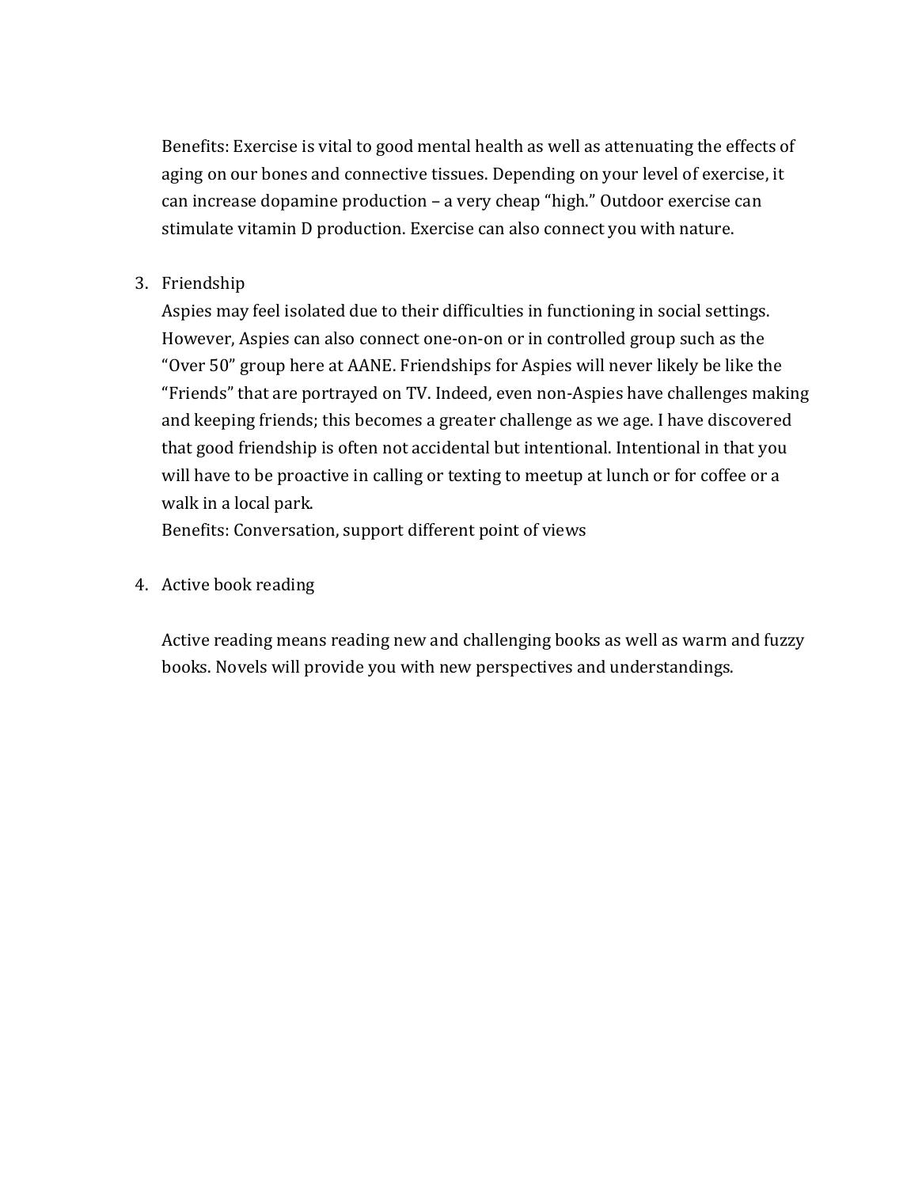Benefits: Exercise is vital to good mental health as well as attenuating the effects of aging on our bones and connective tissues. Depending on your level of exercise, it can increase dopamine production – a very cheap "high." Outdoor exercise can stimulate vitamin D production. Exercise can also connect you with nature.

3. Friendship
   Aspies may feel isolated due to their difficulties in functioning in social settings. However, Aspies can also connect one-on-on or in controlled group such as the "Over 50" group here at AANE. Friendships for Aspies will never likely be like the "Friends" that are portrayed on TV. Indeed, even non-Aspies have challenges making and keeping friends; this becomes a greater challenge as we age. I have discovered that good friendship is often not accidental but intentional. Intentional in that you will have to be proactive in calling or texting to meetup at lunch or for coffee or a walk in a local park.
   Benefits: Conversation, support different point of views

4. Active book reading

   Active reading means reading new and challenging books as well as warm and fuzzy books. Novels will provide you with new perspectives and understandings.